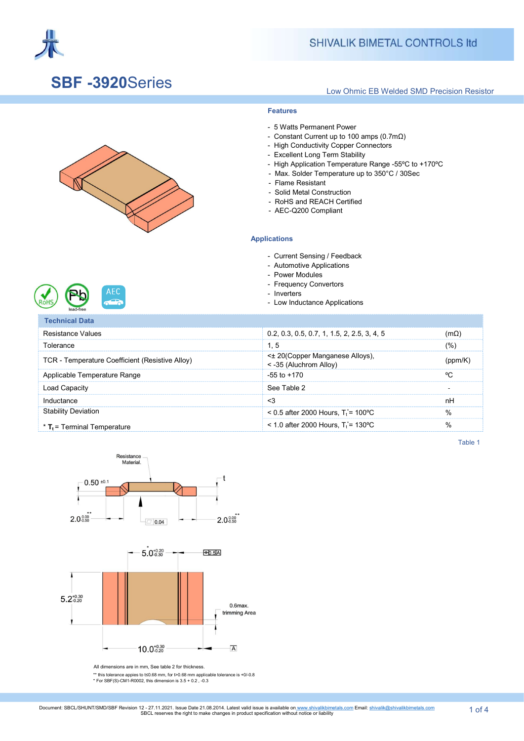# SBF -3920Series

Low Ohmic EB Welded SMD Precision Resistor

### Features

- 5 Watts Permanent Power
- Constant Current up to 100 amps (0.7mΩ)
- High Conductivity Copper Connectors
- Excellent Long Term Stability
- High Application Temperature Range -55ºC to +170ºC
- Max. Solder Temperature up to 350°C / 30Sec
- Flame Resistant
- Solid Metal Construction
- RoHS and REACH Certified
- AEC-Q200 Compliant

### Applications

- Current Sensing / Feedback
- Automotive Applications
- Power Modules
- Frequency Convertors
- Inverters
- Low Inductance Applications

| Technical Data | | |
|---|---|---|
| Resistance Values | 0.2, 0.3, 0.5, 0.7, 1, 1.5, 2, 2.5, 3, 4, 5 | (mΩ) |
| Tolerance | 1, 5 | (%) |
| TCR - Temperature Coefficient (Resistive Alloy) | <± 20(Copper Manganese Alloys), < -35 (Aluchrom Alloy) | (ppm/K) |
| Applicable Temperature Range | -55 to +170 | ºC |
| Load Capacity | See Table 2 | - |
| Inductance | <3 | nH |
| Stability Deviation | < 0.5 after 2000 Hours, $T_t$* = 100ºC | % |
| * $T_t$ = Terminal Temperature | < 1.0 after 2000 Hours, $T_t$* = 130ºC | % |

Table 1

All dimensions are in mm, See table 2 for thickness.

** this tolerance applies to t≤0.68 mm, for t>0.68 mm applicable tolerance is +0/-0.8

* For SBF(S)-CM1-R0002, this dimension is 3.5 + 0.2 , -0.3

Document: SBCL/SHUNT/SMD/SBF Revision 12 - 27.11.2021. Issue Date 21.08.2014. Latest valid issue is available on www.shivalikbimetals.com Email: shivalik@shivalikbimetals.com
SBCL reserves the right to make changes in product specification without notice or liability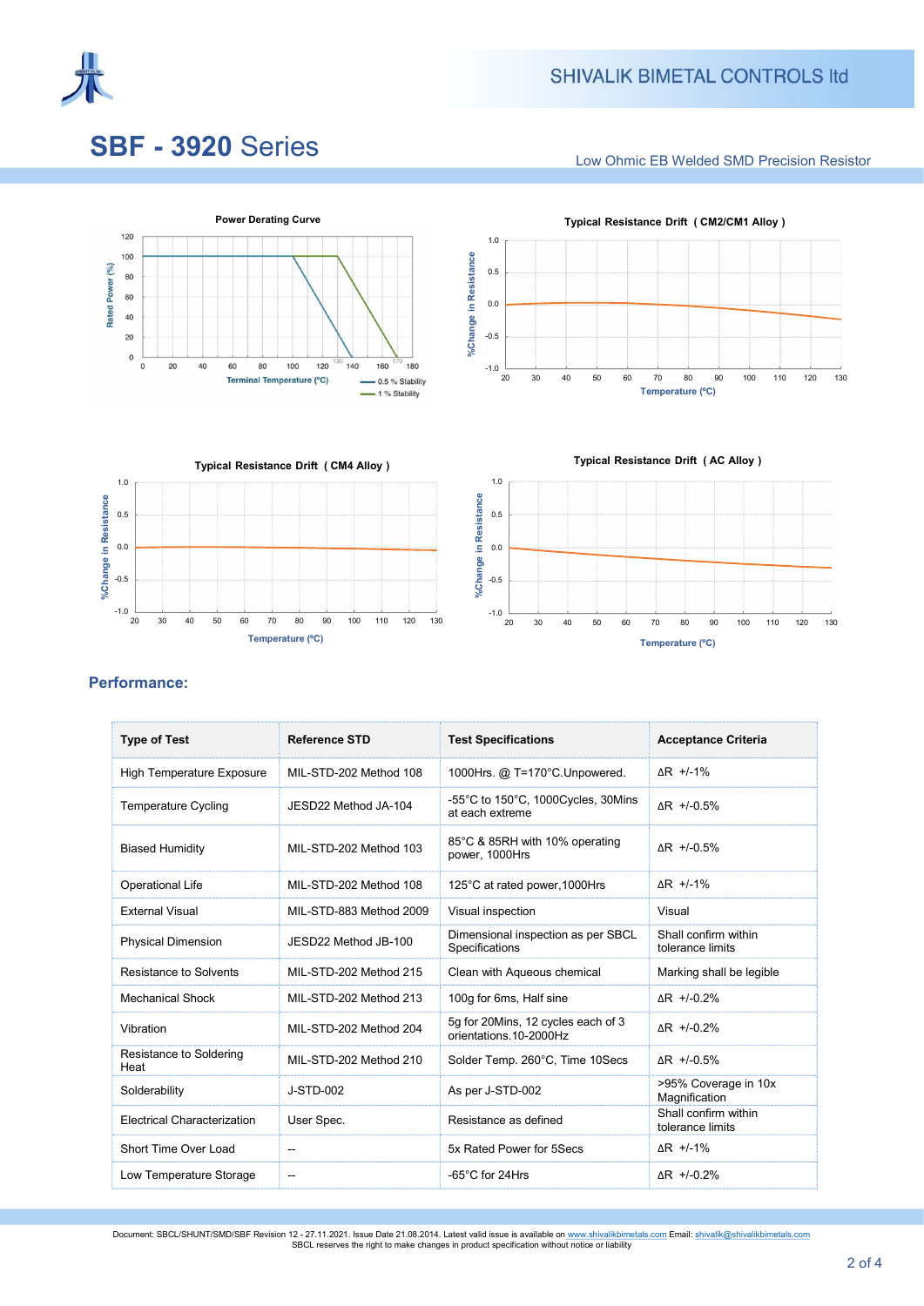# SBF - 3920 Series

Low Ohmic EB Welded SMD Precision Resistor

**Power Derating Curve**

Rated Power (%) vs Terminal Temperature (°C) — 0.5 % Stability, 1 % Stability

**Typical Resistance Drift ( CM2/CM1 Alloy )**

%Change in Resistance vs Temperature (°C)

**Typical Resistance Drift ( CM4 Alloy )**

%Change in Resistance vs Temperature (°C)

**Typical Resistance Drift ( AC Alloy )**

%Change in Resistance vs Temperature (°C)

## Performance:

| Type of Test | Reference STD | Test Specifications | Acceptance Criteria |
|---|---|---|---|
| High Temperature Exposure | MIL-STD-202 Method 108 | 1000Hrs. @ T=170°C.Unpowered. | ΔR +/-1% |
| Temperature Cycling | JESD22 Method JA-104 | -55°C to 150°C, 1000Cycles, 30Mins at each extreme | ΔR +/-0.5% |
| Biased Humidity | MIL-STD-202 Method 103 | 85°C & 85RH with 10% operating power, 1000Hrs | ΔR +/-0.5% |
| Operational Life | MIL-STD-202 Method 108 | 125°C at rated power,1000Hrs | ΔR +/-1% |
| External Visual | MIL-STD-883 Method 2009 | Visual inspection | Visual |
| Physical Dimension | JESD22 Method JB-100 | Dimensional inspection as per SBCL Specifications | Shall confirm within tolerance limits |
| Resistance to Solvents | MIL-STD-202 Method 215 | Clean with Aqueous chemical | Marking shall be legible |
| Mechanical Shock | MIL-STD-202 Method 213 | 100g for 6ms, Half sine | ΔR +/-0.2% |
| Vibration | MIL-STD-202 Method 204 | 5g for 20Mins, 12 cycles each of 3 orientations.10-2000Hz | ΔR +/-0.2% |
| Resistance to Soldering Heat | MIL-STD-202 Method 210 | Solder Temp. 260°C, Time 10Secs | ΔR +/-0.5% |
| Solderability | J-STD-002 | As per J-STD-002 | >95% Coverage in 10x Magnification |
| Electrical Characterization | User Spec. | Resistance as defined | Shall confirm within tolerance limits |
| Short Time Over Load | -- | 5x Rated Power for 5Secs | ΔR +/-1% |
| Low Temperature Storage | -- | -65°C for 24Hrs | ΔR +/-0.2% |

Document: SBCL/SHUNT/SMD/SBF Revision 12 - 27.11.2021. Issue Date 21.08.2014. Latest valid issue is available on www.shivalikbimetals.com Email: shivalik@shivalikbimetals.com
SBCL reserves the right to make changes in product specification without notice or liability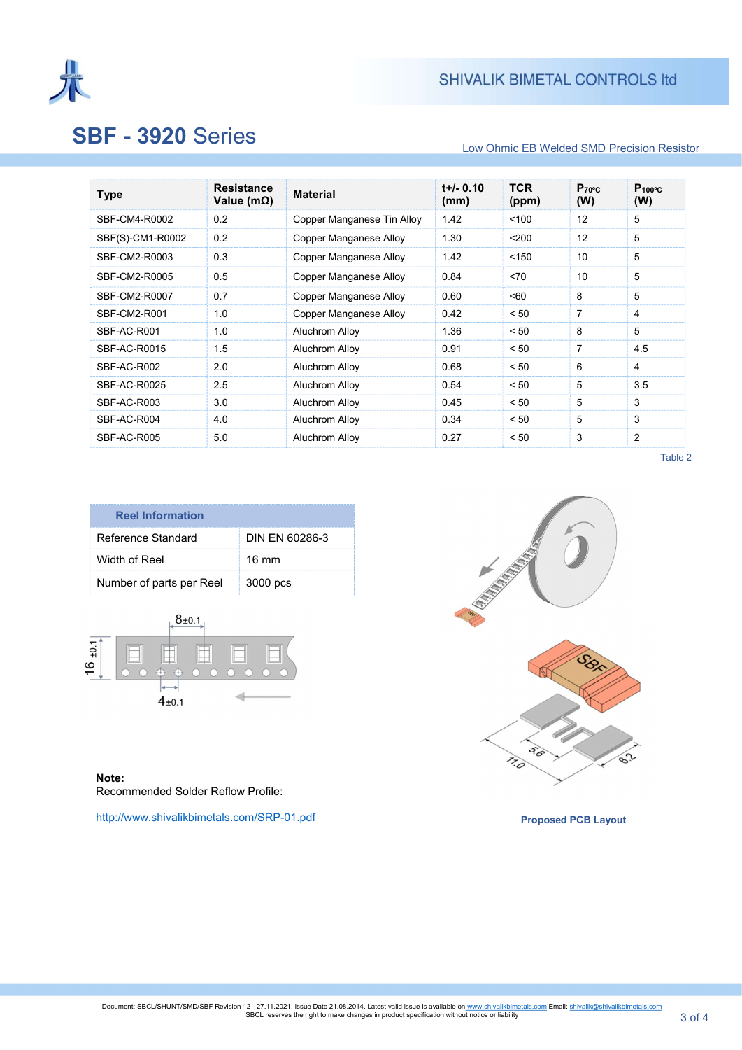# SBF - 3920 Series

Low Ohmic EB Welded SMD Precision Resistor

| Type | Resistance Value (mΩ) | Material | t+/- 0.10 (mm) | TCR (ppm) | $P_{70°C}$ (W) | $P_{100°C}$ (W) |
|---|---|---|---|---|---|---|
| SBF-CM4-R0002 | 0.2 | Copper Manganese Tin Alloy | 1.42 | <100 | 12 | 5 |
| SBF(S)-CM1-R0002 | 0.2 | Copper Manganese Alloy | 1.30 | <200 | 12 | 5 |
| SBF-CM2-R0003 | 0.3 | Copper Manganese Alloy | 1.42 | <150 | 10 | 5 |
| SBF-CM2-R0005 | 0.5 | Copper Manganese Alloy | 0.84 | <70 | 10 | 5 |
| SBF-CM2-R0007 | 0.7 | Copper Manganese Alloy | 0.60 | <60 | 8 | 5 |
| SBF-CM2-R001 | 1.0 | Copper Manganese Alloy | 0.42 | < 50 | 7 | 4 |
| SBF-AC-R001 | 1.0 | Aluchrom Alloy | 1.36 | < 50 | 8 | 5 |
| SBF-AC-R0015 | 1.5 | Aluchrom Alloy | 0.91 | < 50 | 7 | 4.5 |
| SBF-AC-R002 | 2.0 | Aluchrom Alloy | 0.68 | < 50 | 6 | 4 |
| SBF-AC-R0025 | 2.5 | Aluchrom Alloy | 0.54 | < 50 | 5 | 3.5 |
| SBF-AC-R003 | 3.0 | Aluchrom Alloy | 0.45 | < 50 | 5 | 3 |
| SBF-AC-R004 | 4.0 | Aluchrom Alloy | 0.34 | < 50 | 5 | 3 |
| SBF-AC-R005 | 5.0 | Aluchrom Alloy | 0.27 | < 50 | 3 | 2 |

Table 2

| Reel Information | |
|---|---|
| Reference Standard | DIN EN 60286-3 |
| Width of Reel | 16 mm |
| Number of parts per Reel | 3000 pcs |

8±0.1

16 ±0.1

4±0.1

5.6

11.0

6.2

Proposed PCB Layout

**Note:**
Recommended Solder Reflow Profile:

http://www.shivalikbimetals.com/SRP-01.pdf

Document: SBCL/SHUNT/SMD/SBF Revision 12 - 27.11.2021. Issue Date 21.08.2014. Latest valid issue is available on www.shivalikbimetals.com Email: shivalik@shivalikbimetals.com
SBCL reserves the right to make changes in product specification without notice or liability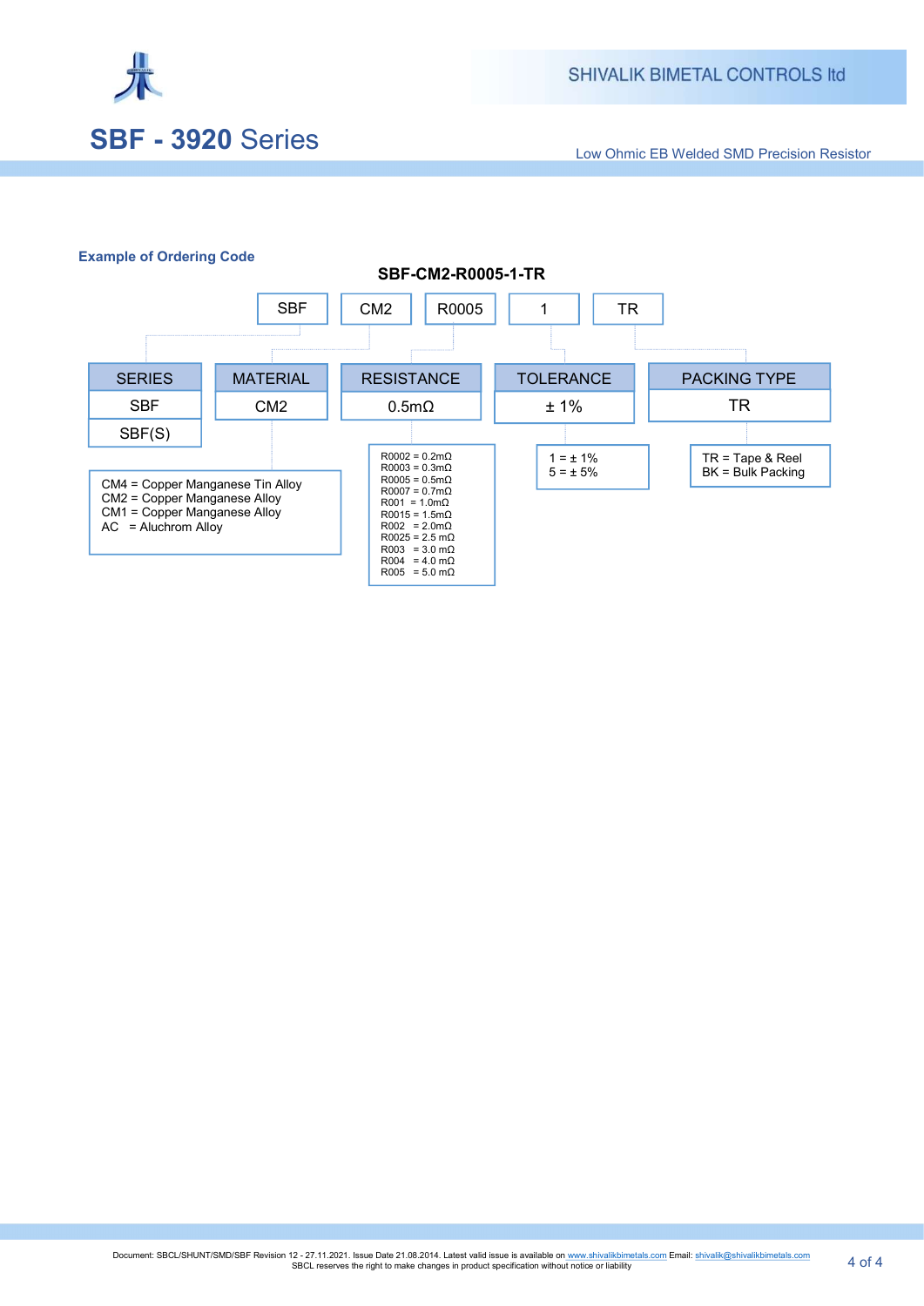# SBF - 3920 Series

Low Ohmic EB Welded SMD Precision Resistor

### Example of Ordering Code

**SBF-CM2-R0005-1-TR**

| SBF | CM2 | R0005 | 1 | TR |
|---|---|---|---|---|

| SERIES | MATERIAL | RESISTANCE | TOLERANCE | PACKING TYPE |
|---|---|---|---|---|
| SBF | CM2 | 0.5mΩ | ± 1% | TR |
| SBF(S) | | | | |

**Material:**

- CM4 = Copper Manganese Tin Alloy
- CM2 = Copper Manganese Alloy
- CM1 = Copper Manganese Alloy
- AC = Aluchrom Alloy

**Resistance:**

- R0002 = 0.2mΩ
- R0003 = 0.3mΩ
- R0005 = 0.5mΩ
- R0007 = 0.7mΩ
- R001 = 1.0mΩ
- R0015 = 1.5mΩ
- R002 = 2.0mΩ
- R0025 = 2.5 mΩ
- R003 = 3.0 mΩ
- R004 = 4.0 mΩ
- R005 = 5.0 mΩ

**Tolerance:**

- 1 = ± 1%
- 5 = ± 5%

**Packing Type:**

- TR = Tape & Reel
- BK = Bulk Packing

Document: SBCL/SHUNT/SMD/SBF Revision 12 - 27.11.2021. Issue Date 21.08.2014. Latest valid issue is available on www.shivalikbimetals.com Email: shivalik@shivalikbimetals.com
SBCL reserves the right to make changes in product specification without notice or liability